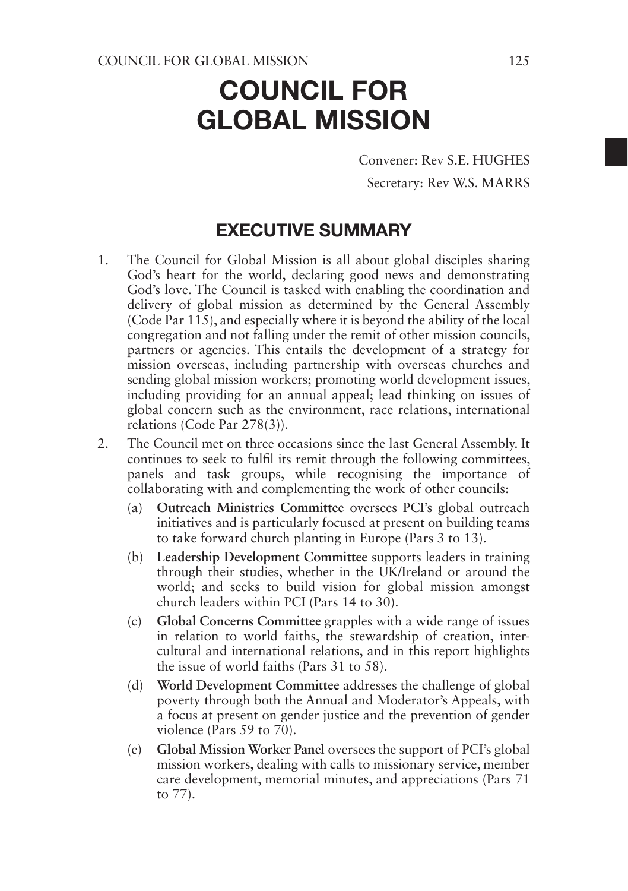# COUNCIL FOR GLOBAL MISSION

Convener: Rev S.E. HUGHES

Secretary: Rev W.S. MARRS

## EXECUTIVE SUMMARY

1. The Council for Global Mission is all about global disciples sharing God's heart for the world, declaring good news and demonstrating God's love. The Council is tasked with enabling the coordination and delivery of global mission as determined by the General Assembly (Code Par 115), and especially where it is beyond the ability of the local congregation and not falling under the remit of other mission councils, partners or agencies. This entails the development of a strategy for mission overseas, including partnership with overseas churches and sending global mission workers; promoting world development issues, including providing for an annual appeal; lead thinking on issues of global concern such as the environment, race relations, international relations (Code Par 278(3)).

2. The Council met on three occasions since the last General Assembly. It continues to seek to fulfil its remit through the following committees, panels and task groups, while recognising the importance of collaborating with and complementing the work of other councils:

   (a) **Outreach Ministries Committee** oversees PCI's global outreach initiatives and is particularly focused at present on building teams to take forward church planting in Europe (Pars 3 to 13).

   (b) **Leadership Development Committee** supports leaders in training through their studies, whether in the UK/Ireland or around the world; and seeks to build vision for global mission amongst church leaders within PCI (Pars 14 to 30).

   (c) **Global Concerns Committee** grapples with a wide range of issues in relation to world faiths, the stewardship of creation, inter-cultural and international relations, and in this report highlights the issue of world faiths (Pars 31 to 58).

   (d) **World Development Committee** addresses the challenge of global poverty through both the Annual and Moderator's Appeals, with a focus at present on gender justice and the prevention of gender violence (Pars 59 to 70).

   (e) **Global Mission Worker Panel** oversees the support of PCI's global mission workers, dealing with calls to missionary service, member care development, memorial minutes, and appreciations (Pars 71 to 77).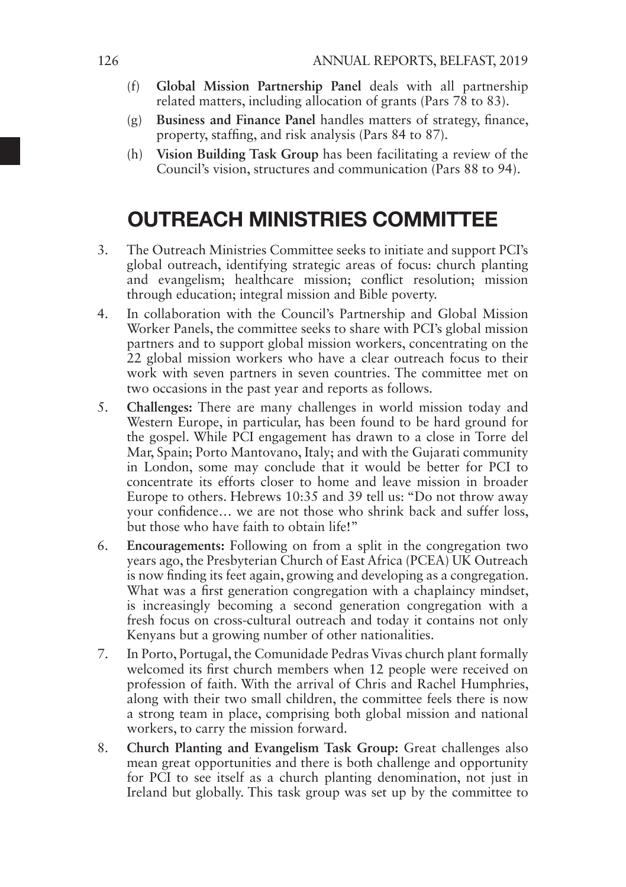(f) **Global Mission Partnership Panel** deals with all partnership related matters, including allocation of grants (Pars 78 to 83).

(g) **Business and Finance Panel** handles matters of strategy, finance, property, staffing, and risk analysis (Pars 84 to 87).

(h) **Vision Building Task Group** has been facilitating a review of the Council's vision, structures and communication (Pars 88 to 94).

# OUTREACH MINISTRIES COMMITTEE

3. The Outreach Ministries Committee seeks to initiate and support PCI's global outreach, identifying strategic areas of focus: church planting and evangelism; healthcare mission; conflict resolution; mission through education; integral mission and Bible poverty.

4. In collaboration with the Council's Partnership and Global Mission Worker Panels, the committee seeks to share with PCI's global mission partners and to support global mission workers, concentrating on the 22 global mission workers who have a clear outreach focus to their work with seven partners in seven countries. The committee met on two occasions in the past year and reports as follows.

5. **Challenges:** There are many challenges in world mission today and Western Europe, in particular, has been found to be hard ground for the gospel. While PCI engagement has drawn to a close in Torre del Mar, Spain; Porto Mantovano, Italy; and with the Gujarati community in London, some may conclude that it would be better for PCI to concentrate its efforts closer to home and leave mission in broader Europe to others. Hebrews 10:35 and 39 tell us: "Do not throw away your confidence… we are not those who shrink back and suffer loss, but those who have faith to obtain life!"

6. **Encouragements:** Following on from a split in the congregation two years ago, the Presbyterian Church of East Africa (PCEA) UK Outreach is now finding its feet again, growing and developing as a congregation. What was a first generation congregation with a chaplaincy mindset, is increasingly becoming a second generation congregation with a fresh focus on cross-cultural outreach and today it contains not only Kenyans but a growing number of other nationalities.

7. In Porto, Portugal, the Comunidade Pedras Vivas church plant formally welcomed its first church members when 12 people were received on profession of faith. With the arrival of Chris and Rachel Humphries, along with their two small children, the committee feels there is now a strong team in place, comprising both global mission and national workers, to carry the mission forward.

8. **Church Planting and Evangelism Task Group:** Great challenges also mean great opportunities and there is both challenge and opportunity for PCI to see itself as a church planting denomination, not just in Ireland but globally. This task group was set up by the committee to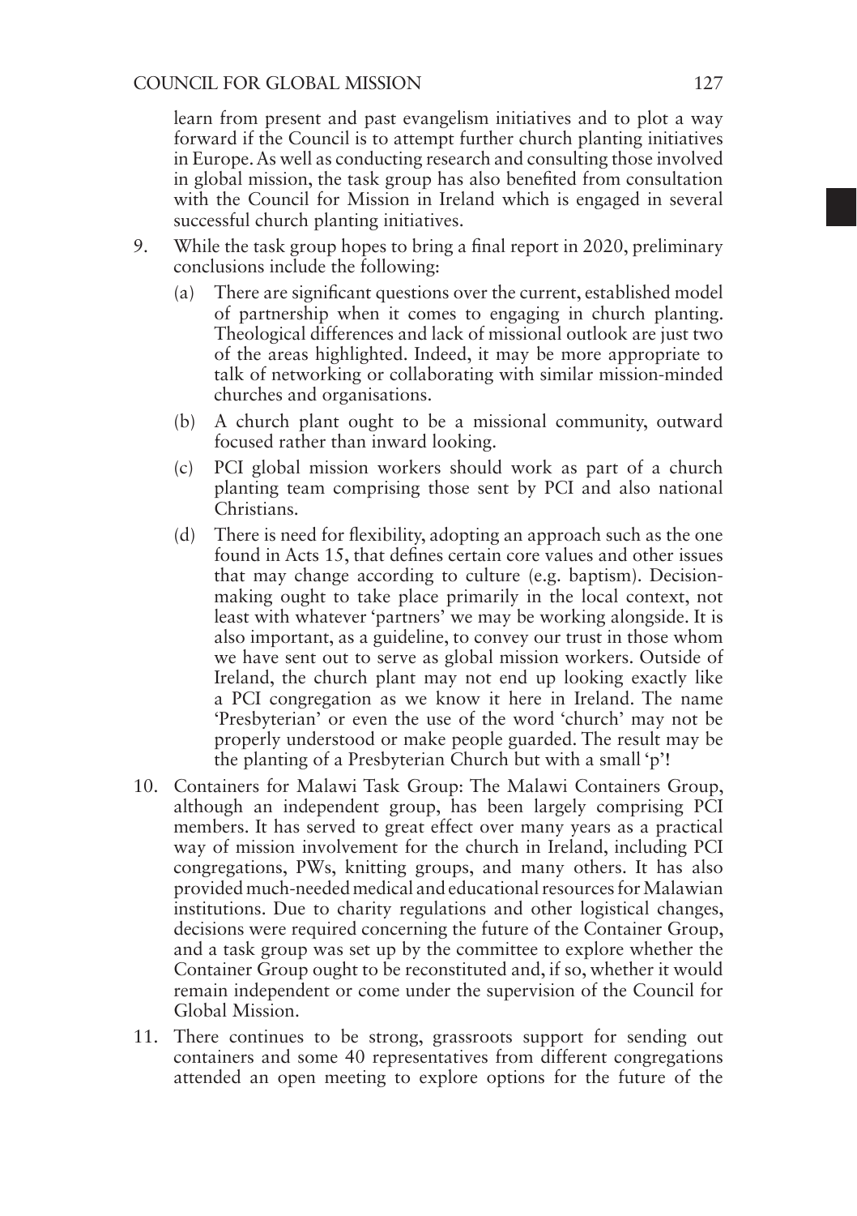learn from present and past evangelism initiatives and to plot a way forward if the Council is to attempt further church planting initiatives in Europe. As well as conducting research and consulting those involved in global mission, the task group has also benefited from consultation with the Council for Mission in Ireland which is engaged in several successful church planting initiatives.

9. While the task group hopes to bring a final report in 2020, preliminary conclusions include the following:
   (a) There are significant questions over the current, established model of partnership when it comes to engaging in church planting. Theological differences and lack of missional outlook are just two of the areas highlighted. Indeed, it may be more appropriate to talk of networking or collaborating with similar mission-minded churches and organisations.
   (b) A church plant ought to be a missional community, outward focused rather than inward looking.
   (c) PCI global mission workers should work as part of a church planting team comprising those sent by PCI and also national Christians.
   (d) There is need for flexibility, adopting an approach such as the one found in Acts 15, that defines certain core values and other issues that may change according to culture (e.g. baptism). Decision-making ought to take place primarily in the local context, not least with whatever 'partners' we may be working alongside. It is also important, as a guideline, to convey our trust in those whom we have sent out to serve as global mission workers. Outside of Ireland, the church plant may not end up looking exactly like a PCI congregation as we know it here in Ireland. The name 'Presbyterian' or even the use of the word 'church' may not be properly understood or make people guarded. The result may be the planting of a Presbyterian Church but with a small 'p'!

10. Containers for Malawi Task Group: The Malawi Containers Group, although an independent group, has been largely comprising PCI members. It has served to great effect over many years as a practical way of mission involvement for the church in Ireland, including PCI congregations, PWs, knitting groups, and many others. It has also provided much-needed medical and educational resources for Malawian institutions. Due to charity regulations and other logistical changes, decisions were required concerning the future of the Container Group, and a task group was set up by the committee to explore whether the Container Group ought to be reconstituted and, if so, whether it would remain independent or come under the supervision of the Council for Global Mission.

11. There continues to be strong, grassroots support for sending out containers and some 40 representatives from different congregations attended an open meeting to explore options for the future of the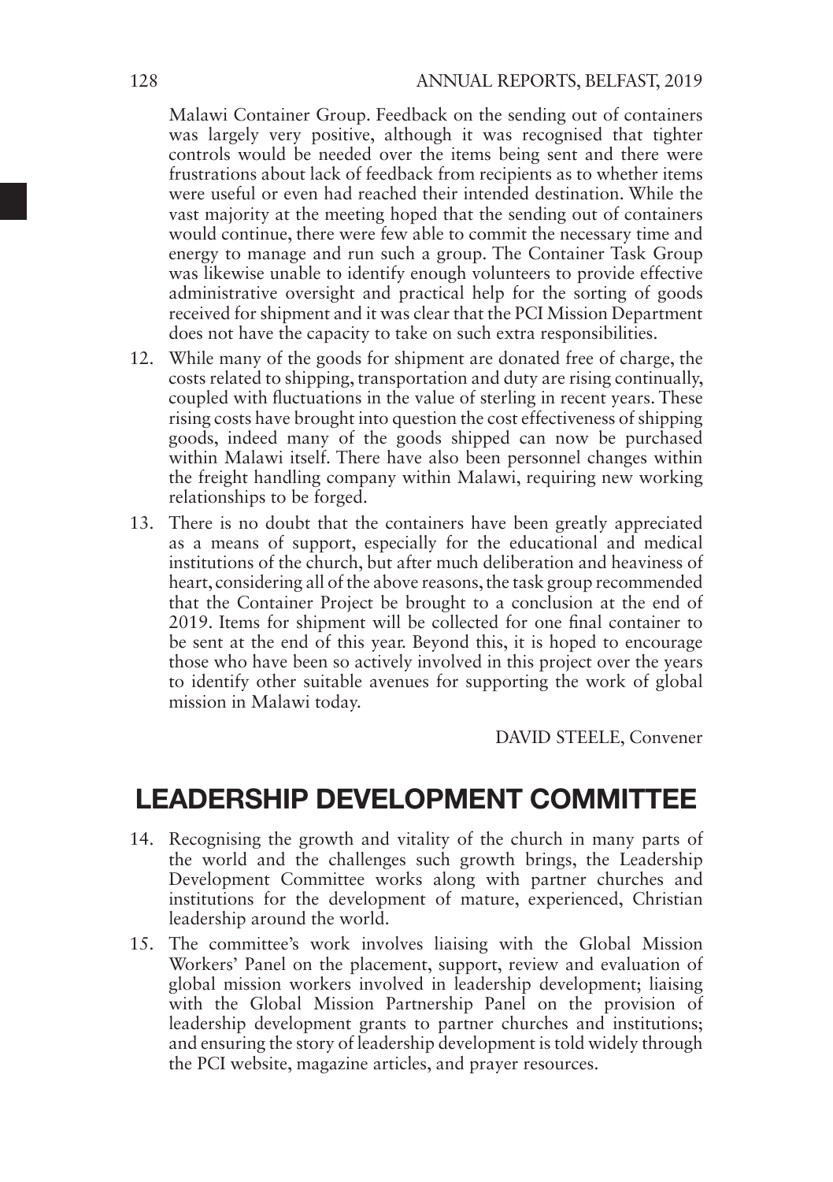Malawi Container Group. Feedback on the sending out of containers was largely very positive, although it was recognised that tighter controls would be needed over the items being sent and there were frustrations about lack of feedback from recipients as to whether items were useful or even had reached their intended destination. While the vast majority at the meeting hoped that the sending out of containers would continue, there were few able to commit the necessary time and energy to manage and run such a group. The Container Task Group was likewise unable to identify enough volunteers to provide effective administrative oversight and practical help for the sorting of goods received for shipment and it was clear that the PCI Mission Department does not have the capacity to take on such extra responsibilities.

12. While many of the goods for shipment are donated free of charge, the costs related to shipping, transportation and duty are rising continually, coupled with fluctuations in the value of sterling in recent years. These rising costs have brought into question the cost effectiveness of shipping goods, indeed many of the goods shipped can now be purchased within Malawi itself. There have also been personnel changes within the freight handling company within Malawi, requiring new working relationships to be forged.

13. There is no doubt that the containers have been greatly appreciated as a means of support, especially for the educational and medical institutions of the church, but after much deliberation and heaviness of heart, considering all of the above reasons, the task group recommended that the Container Project be brought to a conclusion at the end of 2019. Items for shipment will be collected for one final container to be sent at the end of this year. Beyond this, it is hoped to encourage those who have been so actively involved in this project over the years to identify other suitable avenues for supporting the work of global mission in Malawi today.

DAVID STEELE, Convener

## LEADERSHIP DEVELOPMENT COMMITTEE

14. Recognising the growth and vitality of the church in many parts of the world and the challenges such growth brings, the Leadership Development Committee works along with partner churches and institutions for the development of mature, experienced, Christian leadership around the world.

15. The committee's work involves liaising with the Global Mission Workers' Panel on the placement, support, review and evaluation of global mission workers involved in leadership development; liaising with the Global Mission Partnership Panel on the provision of leadership development grants to partner churches and institutions; and ensuring the story of leadership development is told widely through the PCI website, magazine articles, and prayer resources.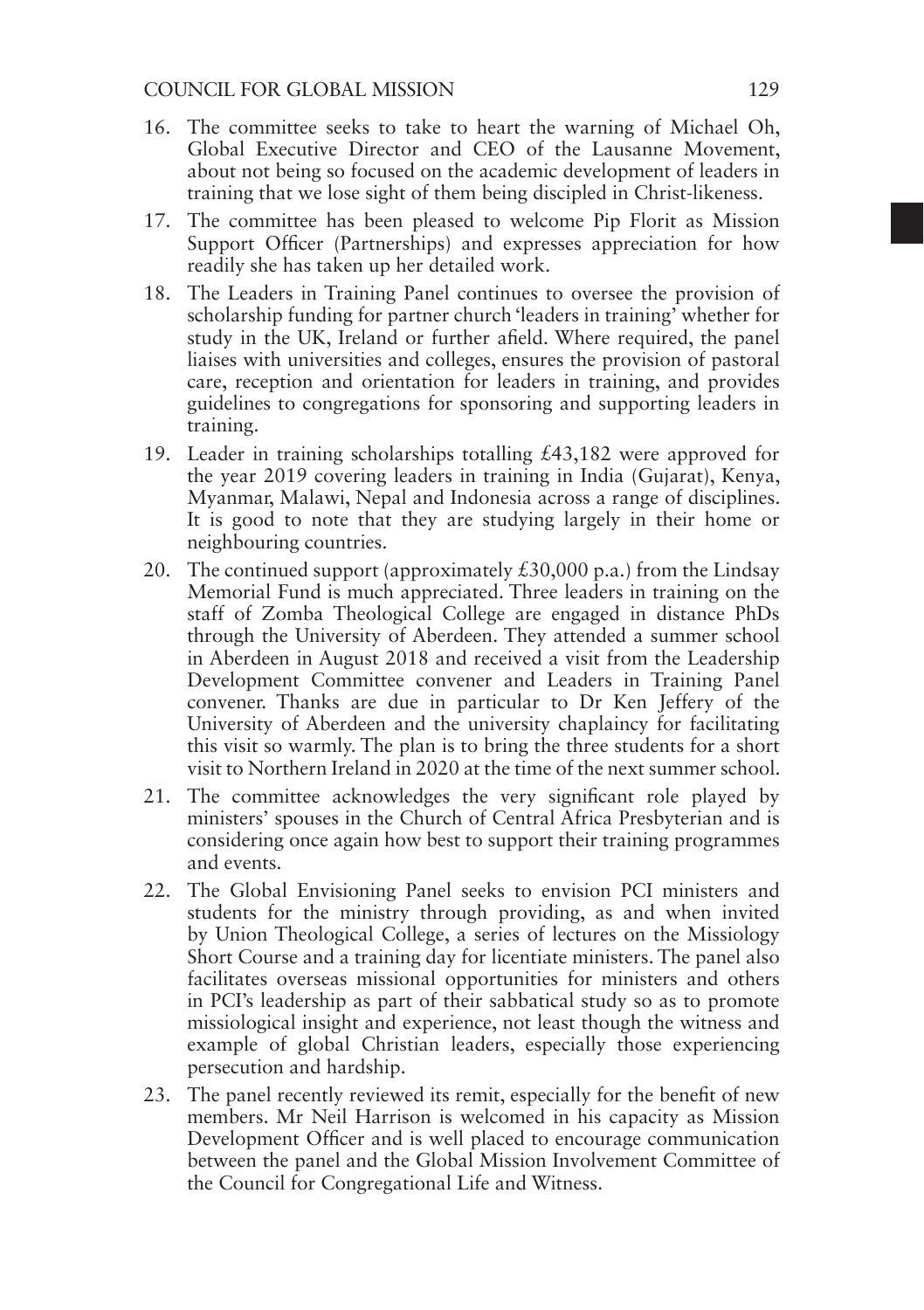16. The committee seeks to take to heart the warning of Michael Oh, Global Executive Director and CEO of the Lausanne Movement, about not being so focused on the academic development of leaders in training that we lose sight of them being discipled in Christ-likeness.

17. The committee has been pleased to welcome Pip Florit as Mission Support Officer (Partnerships) and expresses appreciation for how readily she has taken up her detailed work.

18. The Leaders in Training Panel continues to oversee the provision of scholarship funding for partner church 'leaders in training' whether for study in the UK, Ireland or further afield. Where required, the panel liaises with universities and colleges, ensures the provision of pastoral care, reception and orientation for leaders in training, and provides guidelines to congregations for sponsoring and supporting leaders in training.

19. Leader in training scholarships totalling £43,182 were approved for the year 2019 covering leaders in training in India (Gujarat), Kenya, Myanmar, Malawi, Nepal and Indonesia across a range of disciplines. It is good to note that they are studying largely in their home or neighbouring countries.

20. The continued support (approximately £30,000 p.a.) from the Lindsay Memorial Fund is much appreciated. Three leaders in training on the staff of Zomba Theological College are engaged in distance PhDs through the University of Aberdeen. They attended a summer school in Aberdeen in August 2018 and received a visit from the Leadership Development Committee convener and Leaders in Training Panel convener. Thanks are due in particular to Dr Ken Jeffery of the University of Aberdeen and the university chaplaincy for facilitating this visit so warmly. The plan is to bring the three students for a short visit to Northern Ireland in 2020 at the time of the next summer school.

21. The committee acknowledges the very significant role played by ministers' spouses in the Church of Central Africa Presbyterian and is considering once again how best to support their training programmes and events.

22. The Global Envisioning Panel seeks to envision PCI ministers and students for the ministry through providing, as and when invited by Union Theological College, a series of lectures on the Missiology Short Course and a training day for licentiate ministers. The panel also facilitates overseas missional opportunities for ministers and others in PCI's leadership as part of their sabbatical study so as to promote missiological insight and experience, not least though the witness and example of global Christian leaders, especially those experiencing persecution and hardship.

23. The panel recently reviewed its remit, especially for the benefit of new members. Mr Neil Harrison is welcomed in his capacity as Mission Development Officer and is well placed to encourage communication between the panel and the Global Mission Involvement Committee of the Council for Congregational Life and Witness.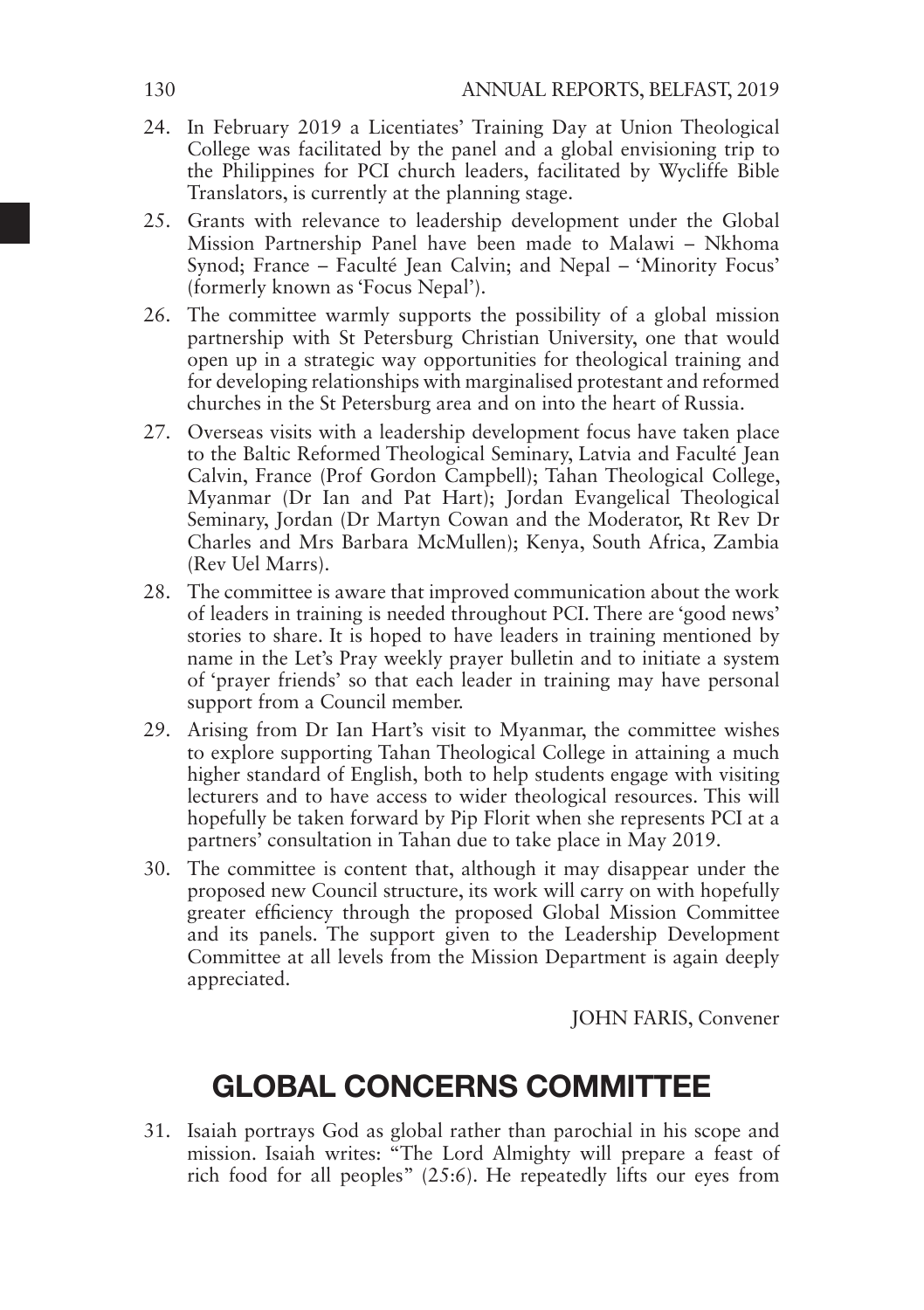24. In February 2019 a Licentiates' Training Day at Union Theological College was facilitated by the panel and a global envisioning trip to the Philippines for PCI church leaders, facilitated by Wycliffe Bible Translators, is currently at the planning stage.

25. Grants with relevance to leadership development under the Global Mission Partnership Panel have been made to Malawi – Nkhoma Synod; France – Faculté Jean Calvin; and Nepal – 'Minority Focus' (formerly known as 'Focus Nepal').

26. The committee warmly supports the possibility of a global mission partnership with St Petersburg Christian University, one that would open up in a strategic way opportunities for theological training and for developing relationships with marginalised protestant and reformed churches in the St Petersburg area and on into the heart of Russia.

27. Overseas visits with a leadership development focus have taken place to the Baltic Reformed Theological Seminary, Latvia and Faculté Jean Calvin, France (Prof Gordon Campbell); Tahan Theological College, Myanmar (Dr Ian and Pat Hart); Jordan Evangelical Theological Seminary, Jordan (Dr Martyn Cowan and the Moderator, Rt Rev Dr Charles and Mrs Barbara McMullen); Kenya, South Africa, Zambia (Rev Uel Marrs).

28. The committee is aware that improved communication about the work of leaders in training is needed throughout PCI. There are 'good news' stories to share. It is hoped to have leaders in training mentioned by name in the Let's Pray weekly prayer bulletin and to initiate a system of 'prayer friends' so that each leader in training may have personal support from a Council member.

29. Arising from Dr Ian Hart's visit to Myanmar, the committee wishes to explore supporting Tahan Theological College in attaining a much higher standard of English, both to help students engage with visiting lecturers and to have access to wider theological resources. This will hopefully be taken forward by Pip Florit when she represents PCI at a partners' consultation in Tahan due to take place in May 2019.

30. The committee is content that, although it may disappear under the proposed new Council structure, its work will carry on with hopefully greater efficiency through the proposed Global Mission Committee and its panels. The support given to the Leadership Development Committee at all levels from the Mission Department is again deeply appreciated.

JOHN FARIS, Convener

## GLOBAL CONCERNS COMMITTEE

31. Isaiah portrays God as global rather than parochial in his scope and mission. Isaiah writes: "The Lord Almighty will prepare a feast of rich food for all peoples" (25:6). He repeatedly lifts our eyes from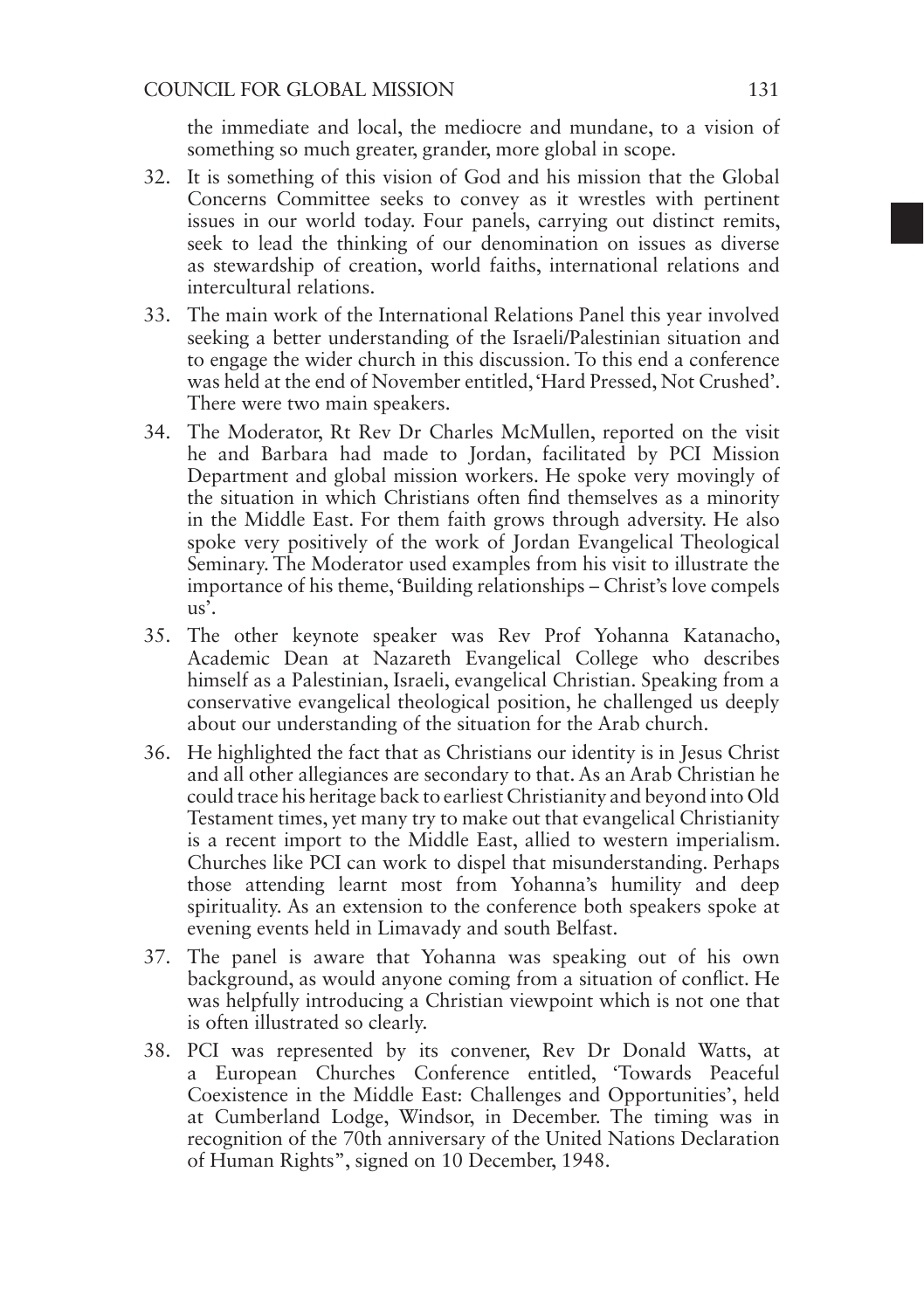the immediate and local, the mediocre and mundane, to a vision of something so much greater, grander, more global in scope.

32. It is something of this vision of God and his mission that the Global Concerns Committee seeks to convey as it wrestles with pertinent issues in our world today. Four panels, carrying out distinct remits, seek to lead the thinking of our denomination on issues as diverse as stewardship of creation, world faiths, international relations and intercultural relations.

33. The main work of the International Relations Panel this year involved seeking a better understanding of the Israeli/Palestinian situation and to engage the wider church in this discussion. To this end a conference was held at the end of November entitled, 'Hard Pressed, Not Crushed'. There were two main speakers.

34. The Moderator, Rt Rev Dr Charles McMullen, reported on the visit he and Barbara had made to Jordan, facilitated by PCI Mission Department and global mission workers. He spoke very movingly of the situation in which Christians often find themselves as a minority in the Middle East. For them faith grows through adversity. He also spoke very positively of the work of Jordan Evangelical Theological Seminary. The Moderator used examples from his visit to illustrate the importance of his theme, 'Building relationships – Christ's love compels us'.

35. The other keynote speaker was Rev Prof Yohanna Katanacho, Academic Dean at Nazareth Evangelical College who describes himself as a Palestinian, Israeli, evangelical Christian. Speaking from a conservative evangelical theological position, he challenged us deeply about our understanding of the situation for the Arab church.

36. He highlighted the fact that as Christians our identity is in Jesus Christ and all other allegiances are secondary to that. As an Arab Christian he could trace his heritage back to earliest Christianity and beyond into Old Testament times, yet many try to make out that evangelical Christianity is a recent import to the Middle East, allied to western imperialism. Churches like PCI can work to dispel that misunderstanding. Perhaps those attending learnt most from Yohanna's humility and deep spirituality. As an extension to the conference both speakers spoke at evening events held in Limavady and south Belfast.

37. The panel is aware that Yohanna was speaking out of his own background, as would anyone coming from a situation of conflict. He was helpfully introducing a Christian viewpoint which is not one that is often illustrated so clearly.

38. PCI was represented by its convener, Rev Dr Donald Watts, at a European Churches Conference entitled, 'Towards Peaceful Coexistence in the Middle East: Challenges and Opportunities', held at Cumberland Lodge, Windsor, in December. The timing was in recognition of the 70th anniversary of the United Nations Declaration of Human Rights", signed on 10 December, 1948.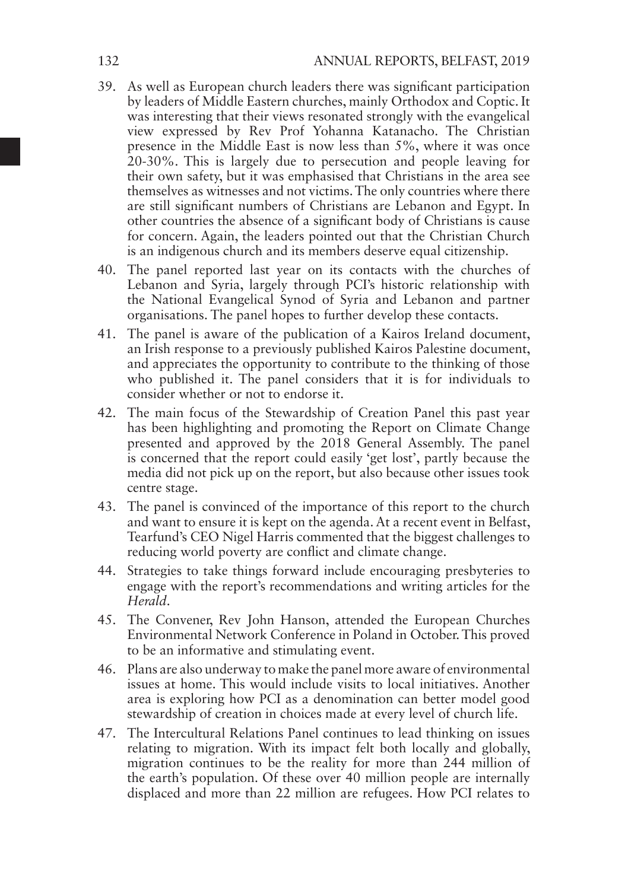39. As well as European church leaders there was significant participation by leaders of Middle Eastern churches, mainly Orthodox and Coptic. It was interesting that their views resonated strongly with the evangelical view expressed by Rev Prof Yohanna Katanacho. The Christian presence in the Middle East is now less than 5%, where it was once 20-30%. This is largely due to persecution and people leaving for their own safety, but it was emphasised that Christians in the area see themselves as witnesses and not victims. The only countries where there are still significant numbers of Christians are Lebanon and Egypt. In other countries the absence of a significant body of Christians is cause for concern. Again, the leaders pointed out that the Christian Church is an indigenous church and its members deserve equal citizenship.

40. The panel reported last year on its contacts with the churches of Lebanon and Syria, largely through PCI's historic relationship with the National Evangelical Synod of Syria and Lebanon and partner organisations. The panel hopes to further develop these contacts.

41. The panel is aware of the publication of a Kairos Ireland document, an Irish response to a previously published Kairos Palestine document, and appreciates the opportunity to contribute to the thinking of those who published it. The panel considers that it is for individuals to consider whether or not to endorse it.

42. The main focus of the Stewardship of Creation Panel this past year has been highlighting and promoting the Report on Climate Change presented and approved by the 2018 General Assembly. The panel is concerned that the report could easily 'get lost', partly because the media did not pick up on the report, but also because other issues took centre stage.

43. The panel is convinced of the importance of this report to the church and want to ensure it is kept on the agenda. At a recent event in Belfast, Tearfund's CEO Nigel Harris commented that the biggest challenges to reducing world poverty are conflict and climate change.

44. Strategies to take things forward include encouraging presbyteries to engage with the report's recommendations and writing articles for the *Herald*.

45. The Convener, Rev John Hanson, attended the European Churches Environmental Network Conference in Poland in October. This proved to be an informative and stimulating event.

46. Plans are also underway to make the panel more aware of environmental issues at home. This would include visits to local initiatives. Another area is exploring how PCI as a denomination can better model good stewardship of creation in choices made at every level of church life.

47. The Intercultural Relations Panel continues to lead thinking on issues relating to migration. With its impact felt both locally and globally, migration continues to be the reality for more than 244 million of the earth's population. Of these over 40 million people are internally displaced and more than 22 million are refugees. How PCI relates to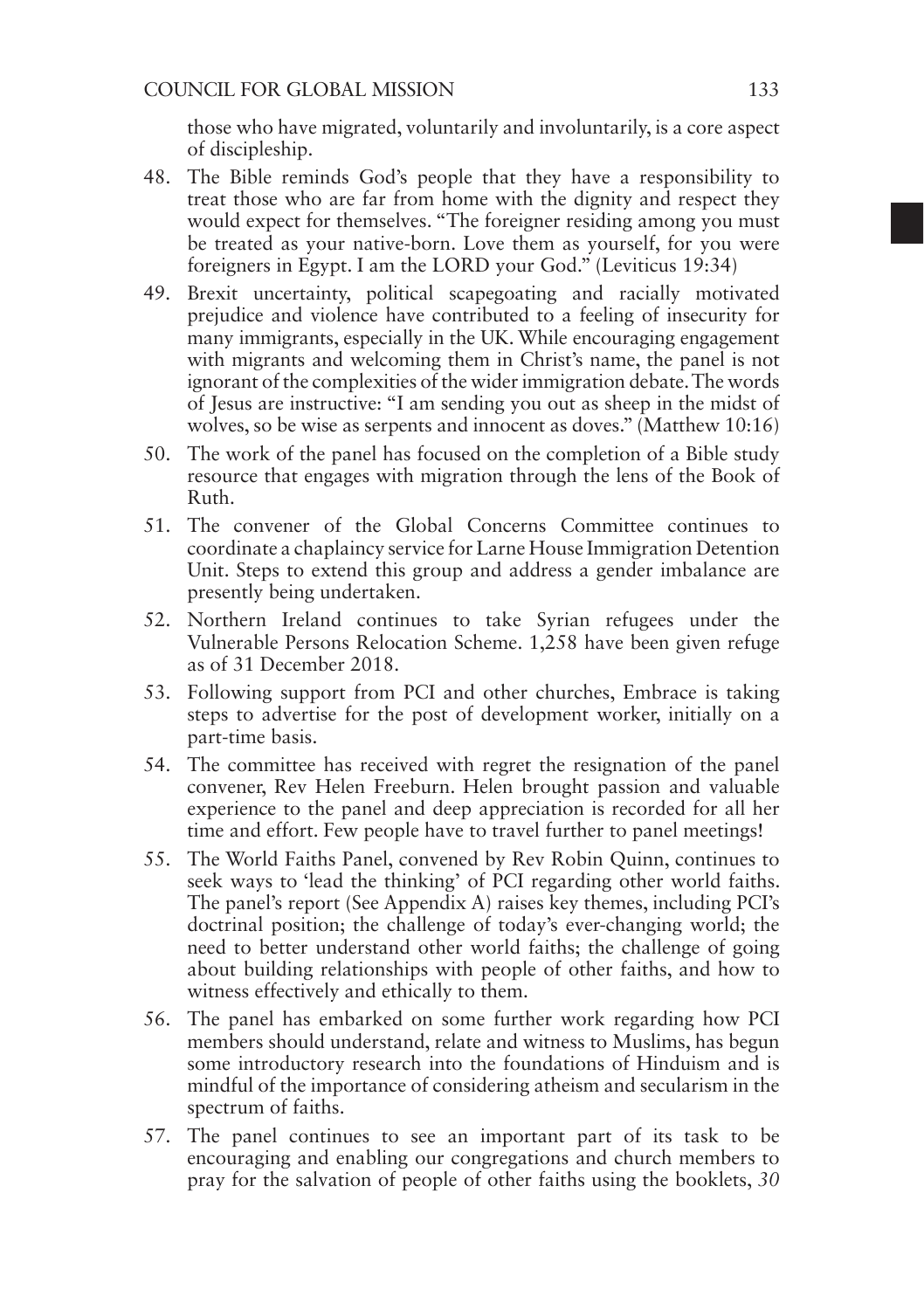those who have migrated, voluntarily and involuntarily, is a core aspect of discipleship.

48. The Bible reminds God's people that they have a responsibility to treat those who are far from home with the dignity and respect they would expect for themselves. "The foreigner residing among you must be treated as your native-born. Love them as yourself, for you were foreigners in Egypt. I am the LORD your God." (Leviticus 19:34)

49. Brexit uncertainty, political scapegoating and racially motivated prejudice and violence have contributed to a feeling of insecurity for many immigrants, especially in the UK. While encouraging engagement with migrants and welcoming them in Christ's name, the panel is not ignorant of the complexities of the wider immigration debate. The words of Jesus are instructive: "I am sending you out as sheep in the midst of wolves, so be wise as serpents and innocent as doves." (Matthew 10:16)

50. The work of the panel has focused on the completion of a Bible study resource that engages with migration through the lens of the Book of Ruth.

51. The convener of the Global Concerns Committee continues to coordinate a chaplaincy service for Larne House Immigration Detention Unit. Steps to extend this group and address a gender imbalance are presently being undertaken.

52. Northern Ireland continues to take Syrian refugees under the Vulnerable Persons Relocation Scheme. 1,258 have been given refuge as of 31 December 2018.

53. Following support from PCI and other churches, Embrace is taking steps to advertise for the post of development worker, initially on a part-time basis.

54. The committee has received with regret the resignation of the panel convener, Rev Helen Freeburn. Helen brought passion and valuable experience to the panel and deep appreciation is recorded for all her time and effort. Few people have to travel further to panel meetings!

55. The World Faiths Panel, convened by Rev Robin Quinn, continues to seek ways to 'lead the thinking' of PCI regarding other world faiths. The panel's report (See Appendix A) raises key themes, including PCI's doctrinal position; the challenge of today's ever-changing world; the need to better understand other world faiths; the challenge of going about building relationships with people of other faiths, and how to witness effectively and ethically to them.

56. The panel has embarked on some further work regarding how PCI members should understand, relate and witness to Muslims, has begun some introductory research into the foundations of Hinduism and is mindful of the importance of considering atheism and secularism in the spectrum of faiths.

57. The panel continues to see an important part of its task to be encouraging and enabling our congregations and church members to pray for the salvation of people of other faiths using the booklets, *30*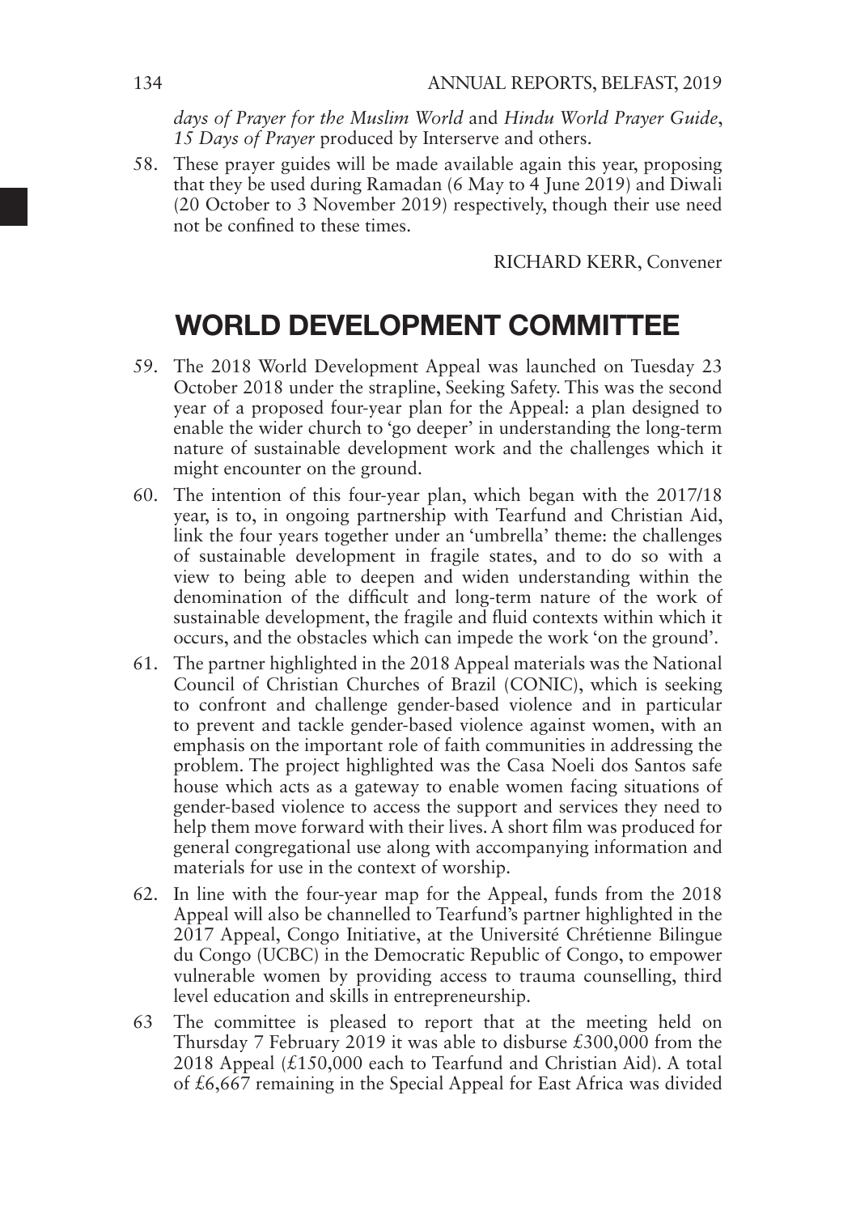*days of Prayer for the Muslim World* and *Hindu World Prayer Guide*, *15 Days of Prayer* produced by Interserve and others.

58. These prayer guides will be made available again this year, proposing that they be used during Ramadan (6 May to 4 June 2019) and Diwali (20 October to 3 November 2019) respectively, though their use need not be confined to these times.

RICHARD KERR, Convener

## WORLD DEVELOPMENT COMMITTEE

59. The 2018 World Development Appeal was launched on Tuesday 23 October 2018 under the strapline, Seeking Safety. This was the second year of a proposed four-year plan for the Appeal: a plan designed to enable the wider church to 'go deeper' in understanding the long-term nature of sustainable development work and the challenges which it might encounter on the ground.

60. The intention of this four-year plan, which began with the 2017/18 year, is to, in ongoing partnership with Tearfund and Christian Aid, link the four years together under an 'umbrella' theme: the challenges of sustainable development in fragile states, and to do so with a view to being able to deepen and widen understanding within the denomination of the difficult and long-term nature of the work of sustainable development, the fragile and fluid contexts within which it occurs, and the obstacles which can impede the work 'on the ground'.

61. The partner highlighted in the 2018 Appeal materials was the National Council of Christian Churches of Brazil (CONIC), which is seeking to confront and challenge gender-based violence and in particular to prevent and tackle gender-based violence against women, with an emphasis on the important role of faith communities in addressing the problem. The project highlighted was the Casa Noeli dos Santos safe house which acts as a gateway to enable women facing situations of gender-based violence to access the support and services they need to help them move forward with their lives. A short film was produced for general congregational use along with accompanying information and materials for use in the context of worship.

62. In line with the four-year map for the Appeal, funds from the 2018 Appeal will also be channelled to Tearfund's partner highlighted in the 2017 Appeal, Congo Initiative, at the Université Chrétienne Bilingue du Congo (UCBC) in the Democratic Republic of Congo, to empower vulnerable women by providing access to trauma counselling, third level education and skills in entrepreneurship.

63 The committee is pleased to report that at the meeting held on Thursday 7 February 2019 it was able to disburse £300,000 from the 2018 Appeal (£150,000 each to Tearfund and Christian Aid). A total of £6,667 remaining in the Special Appeal for East Africa was divided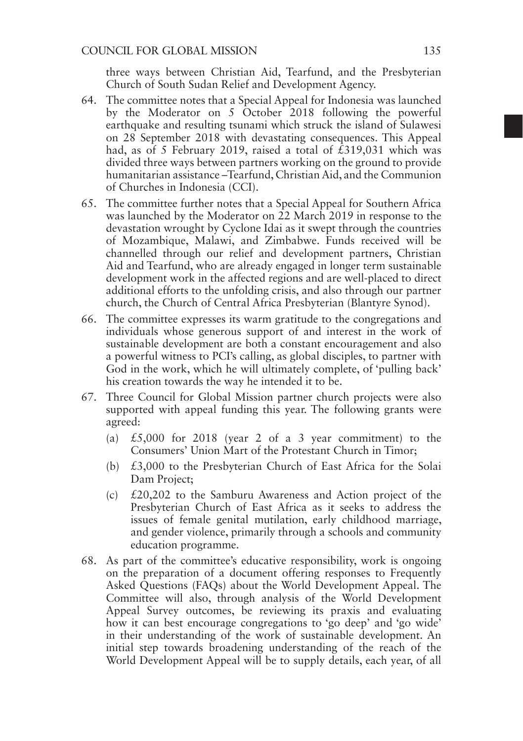three ways between Christian Aid, Tearfund, and the Presbyterian Church of South Sudan Relief and Development Agency.

64. The committee notes that a Special Appeal for Indonesia was launched by the Moderator on 5 October 2018 following the powerful earthquake and resulting tsunami which struck the island of Sulawesi on 28 September 2018 with devastating consequences. This Appeal had, as of 5 February 2019, raised a total of £319,031 which was divided three ways between partners working on the ground to provide humanitarian assistance –Tearfund, Christian Aid, and the Communion of Churches in Indonesia (CCI).

65. The committee further notes that a Special Appeal for Southern Africa was launched by the Moderator on 22 March 2019 in response to the devastation wrought by Cyclone Idai as it swept through the countries of Mozambique, Malawi, and Zimbabwe. Funds received will be channelled through our relief and development partners, Christian Aid and Tearfund, who are already engaged in longer term sustainable development work in the affected regions and are well-placed to direct additional efforts to the unfolding crisis, and also through our partner church, the Church of Central Africa Presbyterian (Blantyre Synod).

66. The committee expresses its warm gratitude to the congregations and individuals whose generous support of and interest in the work of sustainable development are both a constant encouragement and also a powerful witness to PCI's calling, as global disciples, to partner with God in the work, which he will ultimately complete, of 'pulling back' his creation towards the way he intended it to be.

67. Three Council for Global Mission partner church projects were also supported with appeal funding this year. The following grants were agreed:
    (a) £5,000 for 2018 (year 2 of a 3 year commitment) to the Consumers' Union Mart of the Protestant Church in Timor;
    (b) £3,000 to the Presbyterian Church of East Africa for the Solai Dam Project;
    (c) £20,202 to the Samburu Awareness and Action project of the Presbyterian Church of East Africa as it seeks to address the issues of female genital mutilation, early childhood marriage, and gender violence, primarily through a schools and community education programme.

68. As part of the committee's educative responsibility, work is ongoing on the preparation of a document offering responses to Frequently Asked Questions (FAQs) about the World Development Appeal. The Committee will also, through analysis of the World Development Appeal Survey outcomes, be reviewing its praxis and evaluating how it can best encourage congregations to 'go deep' and 'go wide' in their understanding of the work of sustainable development. An initial step towards broadening understanding of the reach of the World Development Appeal will be to supply details, each year, of all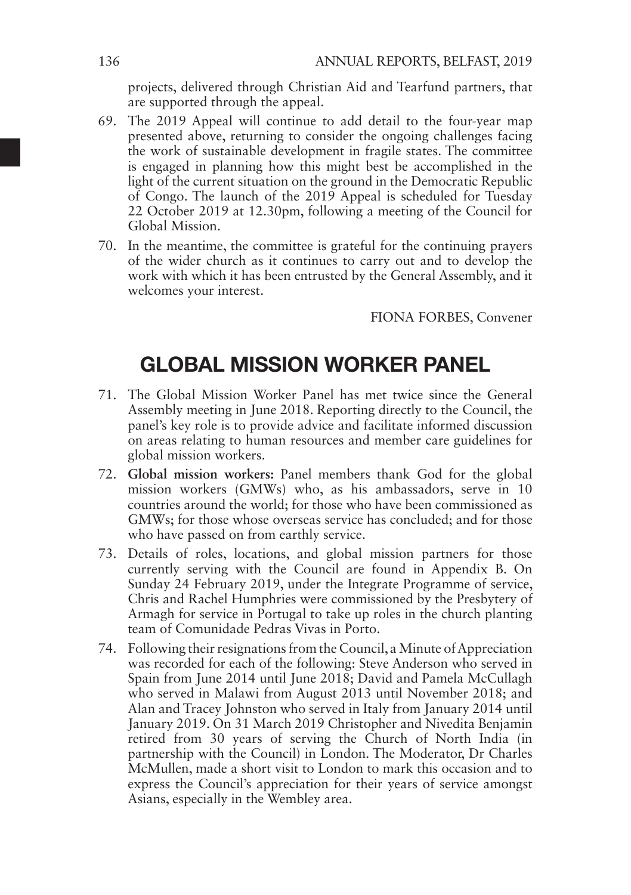projects, delivered through Christian Aid and Tearfund partners, that are supported through the appeal.

69. The 2019 Appeal will continue to add detail to the four-year map presented above, returning to consider the ongoing challenges facing the work of sustainable development in fragile states. The committee is engaged in planning how this might best be accomplished in the light of the current situation on the ground in the Democratic Republic of Congo. The launch of the 2019 Appeal is scheduled for Tuesday 22 October 2019 at 12.30pm, following a meeting of the Council for Global Mission.

70. In the meantime, the committee is grateful for the continuing prayers of the wider church as it continues to carry out and to develop the work with which it has been entrusted by the General Assembly, and it welcomes your interest.

FIONA FORBES, Convener

## GLOBAL MISSION WORKER PANEL

71. The Global Mission Worker Panel has met twice since the General Assembly meeting in June 2018. Reporting directly to the Council, the panel's key role is to provide advice and facilitate informed discussion on areas relating to human resources and member care guidelines for global mission workers.

72. **Global mission workers:** Panel members thank God for the global mission workers (GMWs) who, as his ambassadors, serve in 10 countries around the world; for those who have been commissioned as GMWs; for those whose overseas service has concluded; and for those who have passed on from earthly service.

73. Details of roles, locations, and global mission partners for those currently serving with the Council are found in Appendix B. On Sunday 24 February 2019, under the Integrate Programme of service, Chris and Rachel Humphries were commissioned by the Presbytery of Armagh for service in Portugal to take up roles in the church planting team of Comunidade Pedras Vivas in Porto.

74. Following their resignations from the Council, a Minute of Appreciation was recorded for each of the following: Steve Anderson who served in Spain from June 2014 until June 2018; David and Pamela McCullagh who served in Malawi from August 2013 until November 2018; and Alan and Tracey Johnston who served in Italy from January 2014 until January 2019. On 31 March 2019 Christopher and Nivedita Benjamin retired from 30 years of serving the Church of North India (in partnership with the Council) in London. The Moderator, Dr Charles McMullen, made a short visit to London to mark this occasion and to express the Council's appreciation for their years of service amongst Asians, especially in the Wembley area.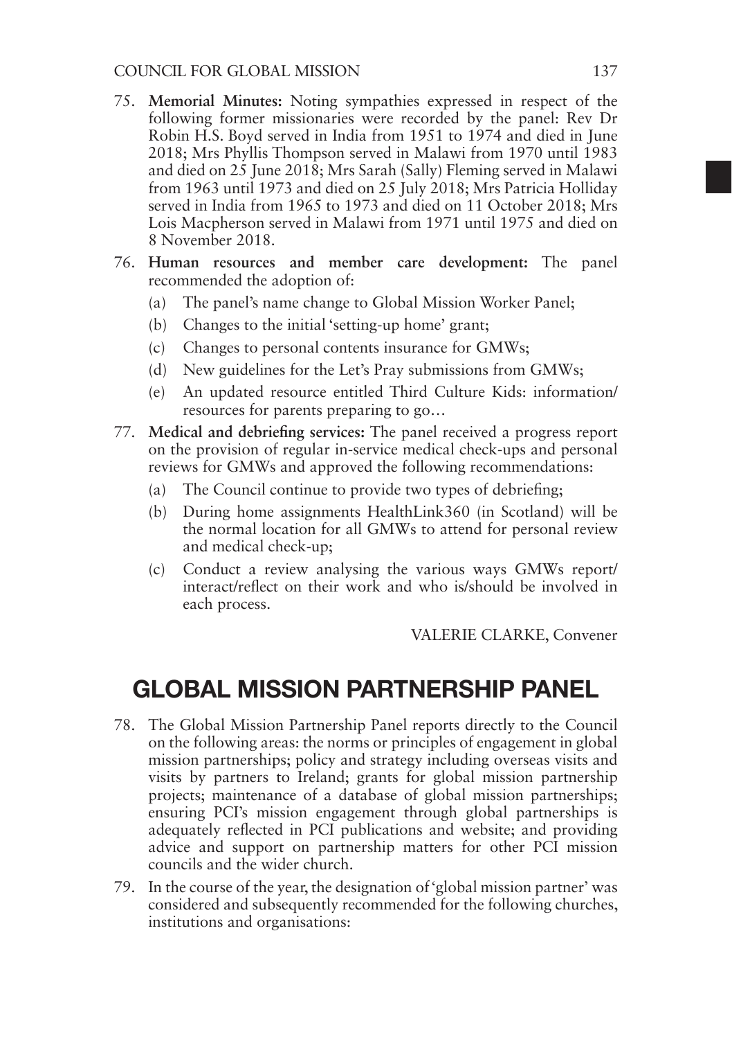75. **Memorial Minutes:** Noting sympathies expressed in respect of the following former missionaries were recorded by the panel: Rev Dr Robin H.S. Boyd served in India from 1951 to 1974 and died in June 2018; Mrs Phyllis Thompson served in Malawi from 1970 until 1983 and died on 25 June 2018; Mrs Sarah (Sally) Fleming served in Malawi from 1963 until 1973 and died on 25 July 2018; Mrs Patricia Holliday served in India from 1965 to 1973 and died on 11 October 2018; Mrs Lois Macpherson served in Malawi from 1971 until 1975 and died on 8 November 2018.

76. **Human resources and member care development:** The panel recommended the adoption of:
    (a) The panel's name change to Global Mission Worker Panel;
    (b) Changes to the initial 'setting-up home' grant;
    (c) Changes to personal contents insurance for GMWs;
    (d) New guidelines for the Let's Pray submissions from GMWs;
    (e) An updated resource entitled Third Culture Kids: information/ resources for parents preparing to go…

77. **Medical and debriefing services:** The panel received a progress report on the provision of regular in-service medical check-ups and personal reviews for GMWs and approved the following recommendations:
    (a) The Council continue to provide two types of debriefing;
    (b) During home assignments HealthLink360 (in Scotland) will be the normal location for all GMWs to attend for personal review and medical check-up;
    (c) Conduct a review analysing the various ways GMWs report/ interact/reflect on their work and who is/should be involved in each process.

VALERIE CLARKE, Convener

## GLOBAL MISSION PARTNERSHIP PANEL

78. The Global Mission Partnership Panel reports directly to the Council on the following areas: the norms or principles of engagement in global mission partnerships; policy and strategy including overseas visits and visits by partners to Ireland; grants for global mission partnership projects; maintenance of a database of global mission partnerships; ensuring PCI's mission engagement through global partnerships is adequately reflected in PCI publications and website; and providing advice and support on partnership matters for other PCI mission councils and the wider church.

79. In the course of the year, the designation of 'global mission partner' was considered and subsequently recommended for the following churches, institutions and organisations: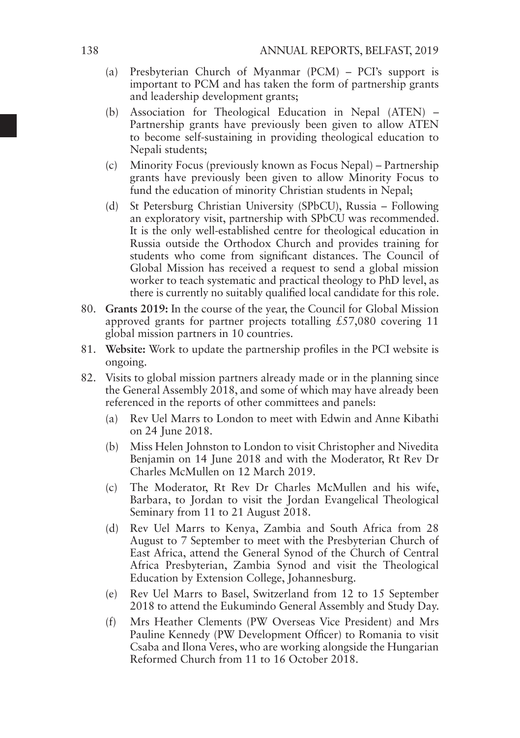(a) Presbyterian Church of Myanmar (PCM) – PCI's support is important to PCM and has taken the form of partnership grants and leadership development grants;

(b) Association for Theological Education in Nepal (ATEN) – Partnership grants have previously been given to allow ATEN to become self-sustaining in providing theological education to Nepali students;

(c) Minority Focus (previously known as Focus Nepal) – Partnership grants have previously been given to allow Minority Focus to fund the education of minority Christian students in Nepal;

(d) St Petersburg Christian University (SPbCU), Russia – Following an exploratory visit, partnership with SPbCU was recommended. It is the only well-established centre for theological education in Russia outside the Orthodox Church and provides training for students who come from significant distances. The Council of Global Mission has received a request to send a global mission worker to teach systematic and practical theology to PhD level, as there is currently no suitably qualified local candidate for this role.

80. **Grants 2019:** In the course of the year, the Council for Global Mission approved grants for partner projects totalling £57,080 covering 11 global mission partners in 10 countries.

81. **Website:** Work to update the partnership profiles in the PCI website is ongoing.

82. Visits to global mission partners already made or in the planning since the General Assembly 2018, and some of which may have already been referenced in the reports of other committees and panels:

(a) Rev Uel Marrs to London to meet with Edwin and Anne Kibathi on 24 June 2018.

(b) Miss Helen Johnston to London to visit Christopher and Nivedita Benjamin on 14 June 2018 and with the Moderator, Rt Rev Dr Charles McMullen on 12 March 2019.

(c) The Moderator, Rt Rev Dr Charles McMullen and his wife, Barbara, to Jordan to visit the Jordan Evangelical Theological Seminary from 11 to 21 August 2018.

(d) Rev Uel Marrs to Kenya, Zambia and South Africa from 28 August to 7 September to meet with the Presbyterian Church of East Africa, attend the General Synod of the Church of Central Africa Presbyterian, Zambia Synod and visit the Theological Education by Extension College, Johannesburg.

(e) Rev Uel Marrs to Basel, Switzerland from 12 to 15 September 2018 to attend the Eukumindo General Assembly and Study Day.

(f) Mrs Heather Clements (PW Overseas Vice President) and Mrs Pauline Kennedy (PW Development Officer) to Romania to visit Csaba and Ilona Veres, who are working alongside the Hungarian Reformed Church from 11 to 16 October 2018.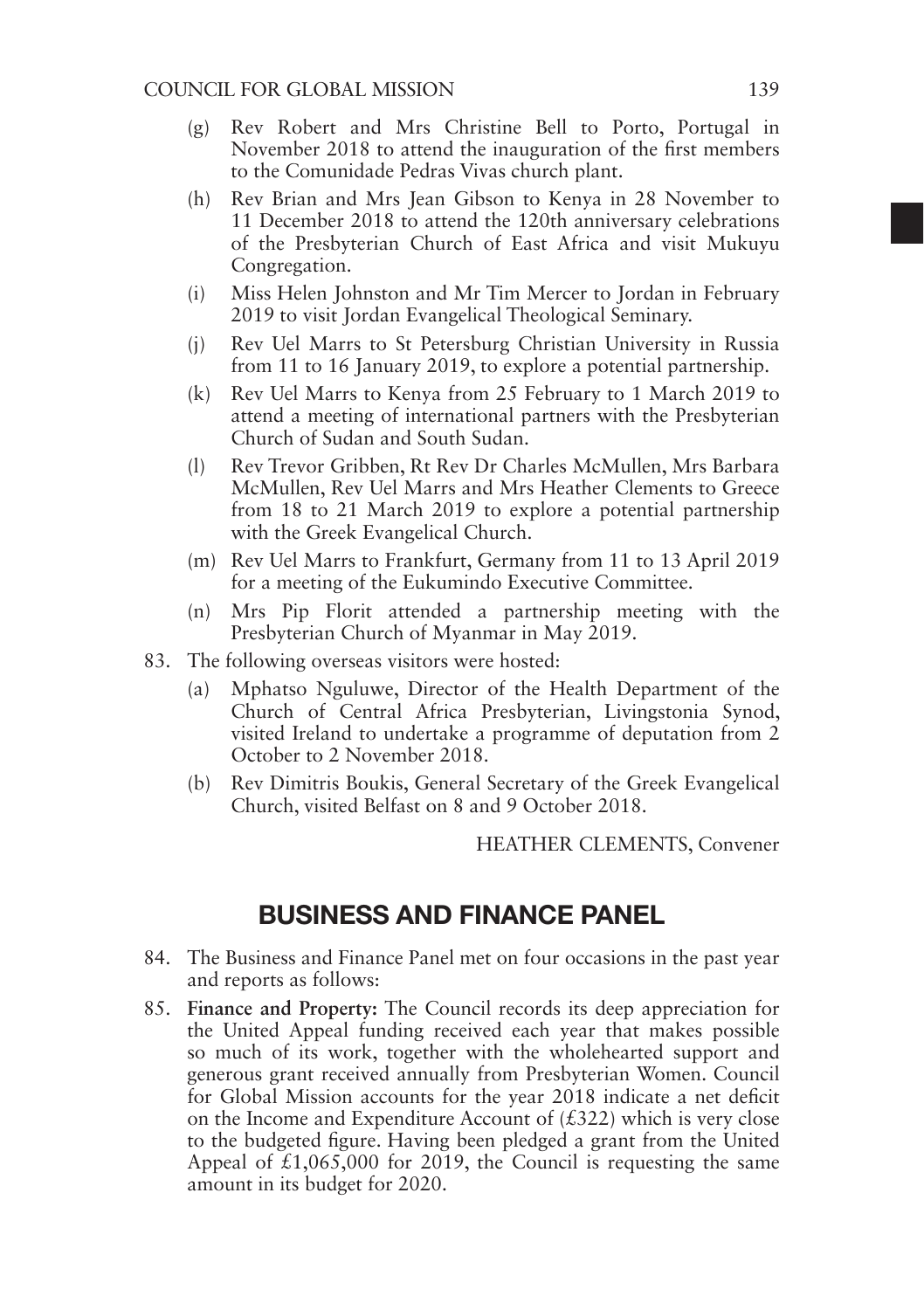(g) Rev Robert and Mrs Christine Bell to Porto, Portugal in November 2018 to attend the inauguration of the first members to the Comunidade Pedras Vivas church plant.

(h) Rev Brian and Mrs Jean Gibson to Kenya in 28 November to 11 December 2018 to attend the 120th anniversary celebrations of the Presbyterian Church of East Africa and visit Mukuyu Congregation.

(i) Miss Helen Johnston and Mr Tim Mercer to Jordan in February 2019 to visit Jordan Evangelical Theological Seminary.

(j) Rev Uel Marrs to St Petersburg Christian University in Russia from 11 to 16 January 2019, to explore a potential partnership.

(k) Rev Uel Marrs to Kenya from 25 February to 1 March 2019 to attend a meeting of international partners with the Presbyterian Church of Sudan and South Sudan.

(l) Rev Trevor Gribben, Rt Rev Dr Charles McMullen, Mrs Barbara McMullen, Rev Uel Marrs and Mrs Heather Clements to Greece from 18 to 21 March 2019 to explore a potential partnership with the Greek Evangelical Church.

(m) Rev Uel Marrs to Frankfurt, Germany from 11 to 13 April 2019 for a meeting of the Eukumindo Executive Committee.

(n) Mrs Pip Florit attended a partnership meeting with the Presbyterian Church of Myanmar in May 2019.

83. The following overseas visitors were hosted:

(a) Mphatso Nguluwe, Director of the Health Department of the Church of Central Africa Presbyterian, Livingstonia Synod, visited Ireland to undertake a programme of deputation from 2 October to 2 November 2018.

(b) Rev Dimitris Boukis, General Secretary of the Greek Evangelical Church, visited Belfast on 8 and 9 October 2018.

HEATHER CLEMENTS, Convener

## BUSINESS AND FINANCE PANEL

84. The Business and Finance Panel met on four occasions in the past year and reports as follows:

85. **Finance and Property:** The Council records its deep appreciation for the United Appeal funding received each year that makes possible so much of its work, together with the wholehearted support and generous grant received annually from Presbyterian Women. Council for Global Mission accounts for the year 2018 indicate a net deficit on the Income and Expenditure Account of (£322) which is very close to the budgeted figure. Having been pledged a grant from the United Appeal of £1,065,000 for 2019, the Council is requesting the same amount in its budget for 2020.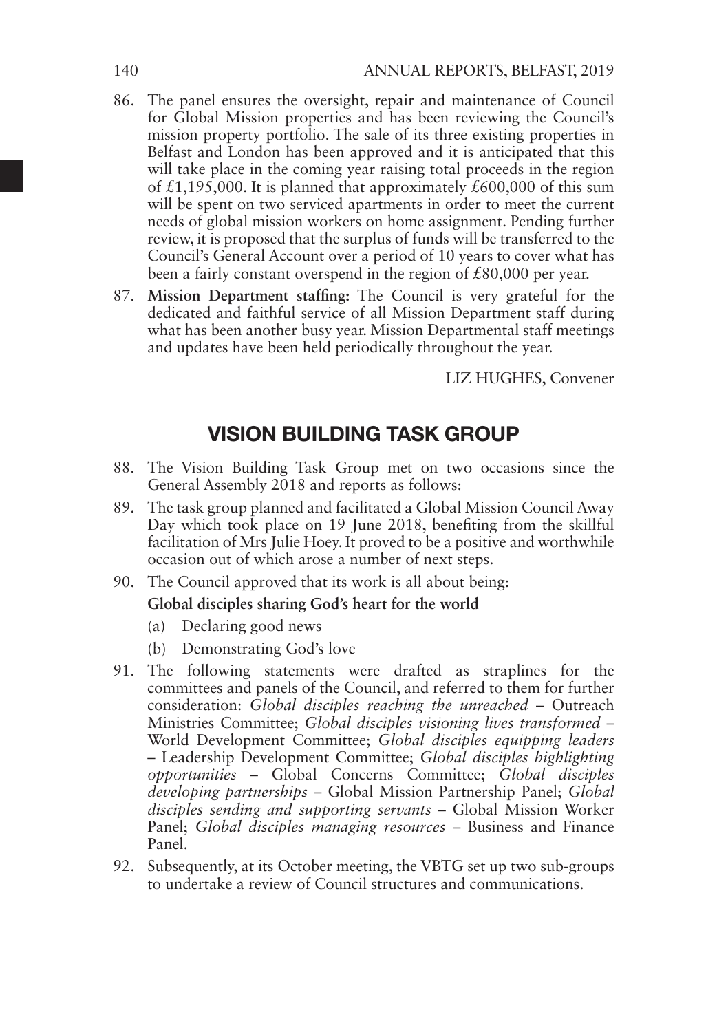86. The panel ensures the oversight, repair and maintenance of Council for Global Mission properties and has been reviewing the Council's mission property portfolio. The sale of its three existing properties in Belfast and London has been approved and it is anticipated that this will take place in the coming year raising total proceeds in the region of £1,195,000. It is planned that approximately £600,000 of this sum will be spent on two serviced apartments in order to meet the current needs of global mission workers on home assignment. Pending further review, it is proposed that the surplus of funds will be transferred to the Council's General Account over a period of 10 years to cover what has been a fairly constant overspend in the region of £80,000 per year.

87. **Mission Department staffing:** The Council is very grateful for the dedicated and faithful service of all Mission Department staff during what has been another busy year. Mission Departmental staff meetings and updates have been held periodically throughout the year.

LIZ HUGHES, Convener

## VISION BUILDING TASK GROUP

88. The Vision Building Task Group met on two occasions since the General Assembly 2018 and reports as follows:

89. The task group planned and facilitated a Global Mission Council Away Day which took place on 19 June 2018, benefiting from the skillful facilitation of Mrs Julie Hoey. It proved to be a positive and worthwhile occasion out of which arose a number of next steps.

90. The Council approved that its work is all about being:

    **Global disciples sharing God's heart for the world**

    (a) Declaring good news

    (b) Demonstrating God's love

91. The following statements were drafted as straplines for the committees and panels of the Council, and referred to them for further consideration: *Global disciples reaching the unreached* – Outreach Ministries Committee; *Global disciples visioning lives transformed* – World Development Committee; *Global disciples equipping leaders* – Leadership Development Committee; *Global disciples highlighting opportunities* – Global Concerns Committee; *Global disciples developing partnerships* – Global Mission Partnership Panel; *Global disciples sending and supporting servants* – Global Mission Worker Panel; *Global disciples managing resources* – Business and Finance Panel.

92. Subsequently, at its October meeting, the VBTG set up two sub-groups to undertake a review of Council structures and communications.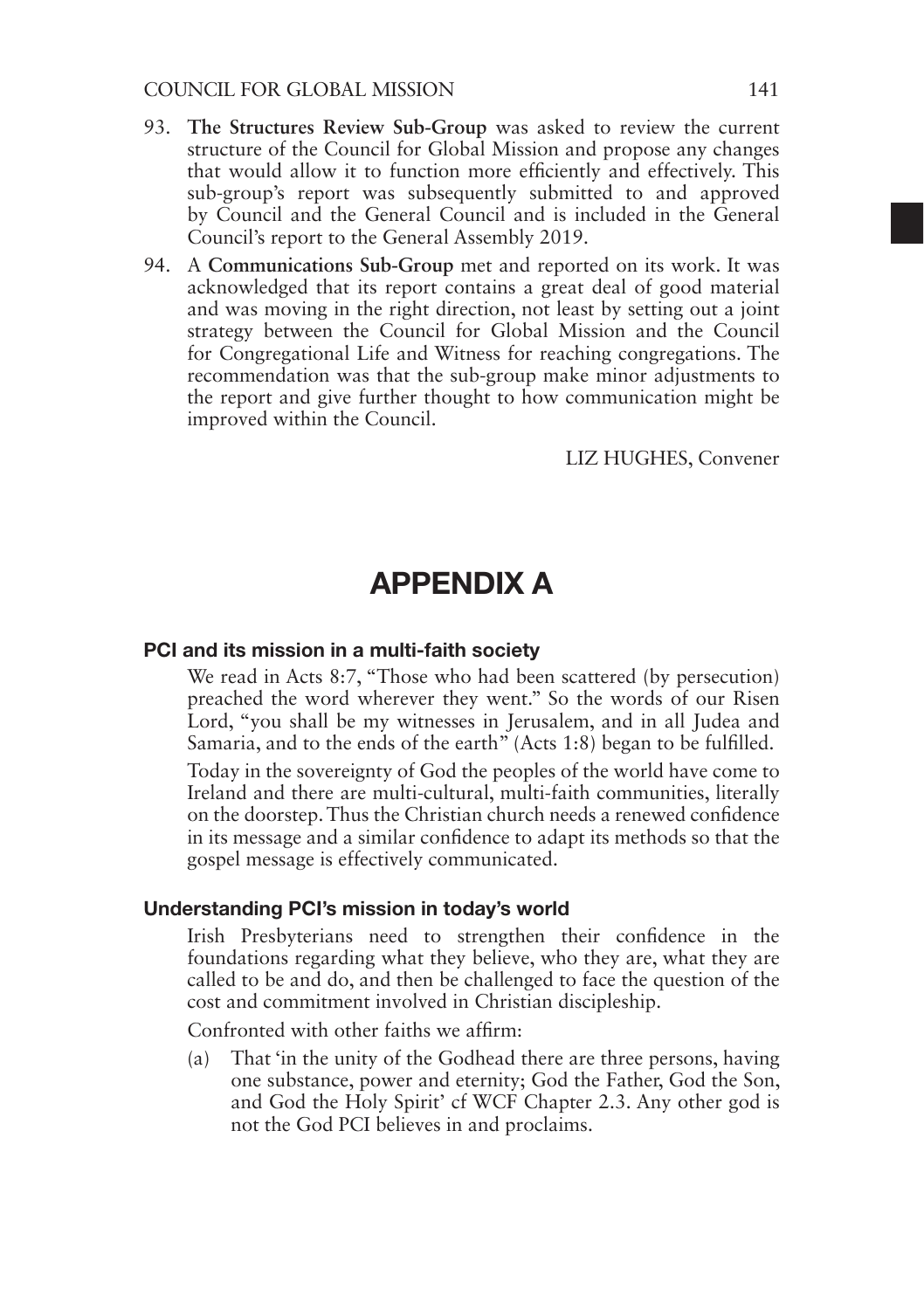93. **The Structures Review Sub-Group** was asked to review the current structure of the Council for Global Mission and propose any changes that would allow it to function more efficiently and effectively. This sub-group's report was subsequently submitted to and approved by Council and the General Council and is included in the General Council's report to the General Assembly 2019.

94. A **Communications Sub-Group** met and reported on its work. It was acknowledged that its report contains a great deal of good material and was moving in the right direction, not least by setting out a joint strategy between the Council for Global Mission and the Council for Congregational Life and Witness for reaching congregations. The recommendation was that the sub-group make minor adjustments to the report and give further thought to how communication might be improved within the Council.

LIZ HUGHES, Convener

# APPENDIX A

### PCI and its mission in a multi-faith society

We read in Acts 8:7, "Those who had been scattered (by persecution) preached the word wherever they went." So the words of our Risen Lord, "you shall be my witnesses in Jerusalem, and in all Judea and Samaria, and to the ends of the earth" (Acts 1:8) began to be fulfilled.

Today in the sovereignty of God the peoples of the world have come to Ireland and there are multi-cultural, multi-faith communities, literally on the doorstep. Thus the Christian church needs a renewed confidence in its message and a similar confidence to adapt its methods so that the gospel message is effectively communicated.

### Understanding PCI's mission in today's world

Irish Presbyterians need to strengthen their confidence in the foundations regarding what they believe, who they are, what they are called to be and do, and then be challenged to face the question of the cost and commitment involved in Christian discipleship.

Confronted with other faiths we affirm:

(a) That 'in the unity of the Godhead there are three persons, having one substance, power and eternity; God the Father, God the Son, and God the Holy Spirit' cf WCF Chapter 2.3. Any other god is not the God PCI believes in and proclaims.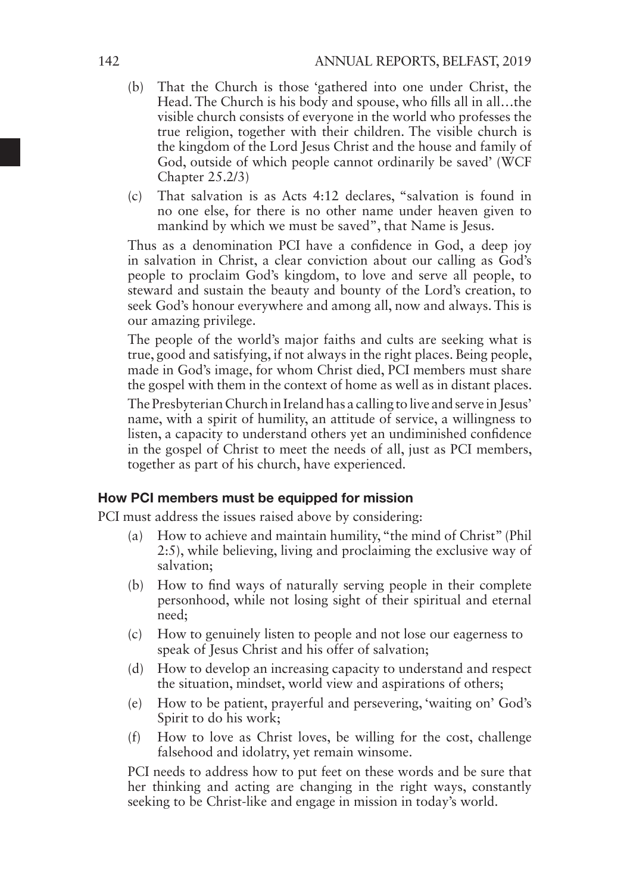(b) That the Church is those 'gathered into one under Christ, the Head. The Church is his body and spouse, who fills all in all…the visible church consists of everyone in the world who professes the true religion, together with their children. The visible church is the kingdom of the Lord Jesus Christ and the house and family of God, outside of which people cannot ordinarily be saved' (WCF Chapter 25.2/3)

(c) That salvation is as Acts 4:12 declares, "salvation is found in no one else, for there is no other name under heaven given to mankind by which we must be saved", that Name is Jesus.

Thus as a denomination PCI have a confidence in God, a deep joy in salvation in Christ, a clear conviction about our calling as God's people to proclaim God's kingdom, to love and serve all people, to steward and sustain the beauty and bounty of the Lord's creation, to seek God's honour everywhere and among all, now and always. This is our amazing privilege.

The people of the world's major faiths and cults are seeking what is true, good and satisfying, if not always in the right places. Being people, made in God's image, for whom Christ died, PCI members must share the gospel with them in the context of home as well as in distant places.

The Presbyterian Church in Ireland has a calling to live and serve in Jesus' name, with a spirit of humility, an attitude of service, a willingness to listen, a capacity to understand others yet an undiminished confidence in the gospel of Christ to meet the needs of all, just as PCI members, together as part of his church, have experienced.

### How PCI members must be equipped for mission

PCI must address the issues raised above by considering:

(a) How to achieve and maintain humility, "the mind of Christ" (Phil 2:5), while believing, living and proclaiming the exclusive way of salvation;

(b) How to find ways of naturally serving people in their complete personhood, while not losing sight of their spiritual and eternal need;

(c) How to genuinely listen to people and not lose our eagerness to speak of Jesus Christ and his offer of salvation;

(d) How to develop an increasing capacity to understand and respect the situation, mindset, world view and aspirations of others;

(e) How to be patient, prayerful and persevering, 'waiting on' God's Spirit to do his work;

(f) How to love as Christ loves, be willing for the cost, challenge falsehood and idolatry, yet remain winsome.

PCI needs to address how to put feet on these words and be sure that her thinking and acting are changing in the right ways, constantly seeking to be Christ-like and engage in mission in today's world.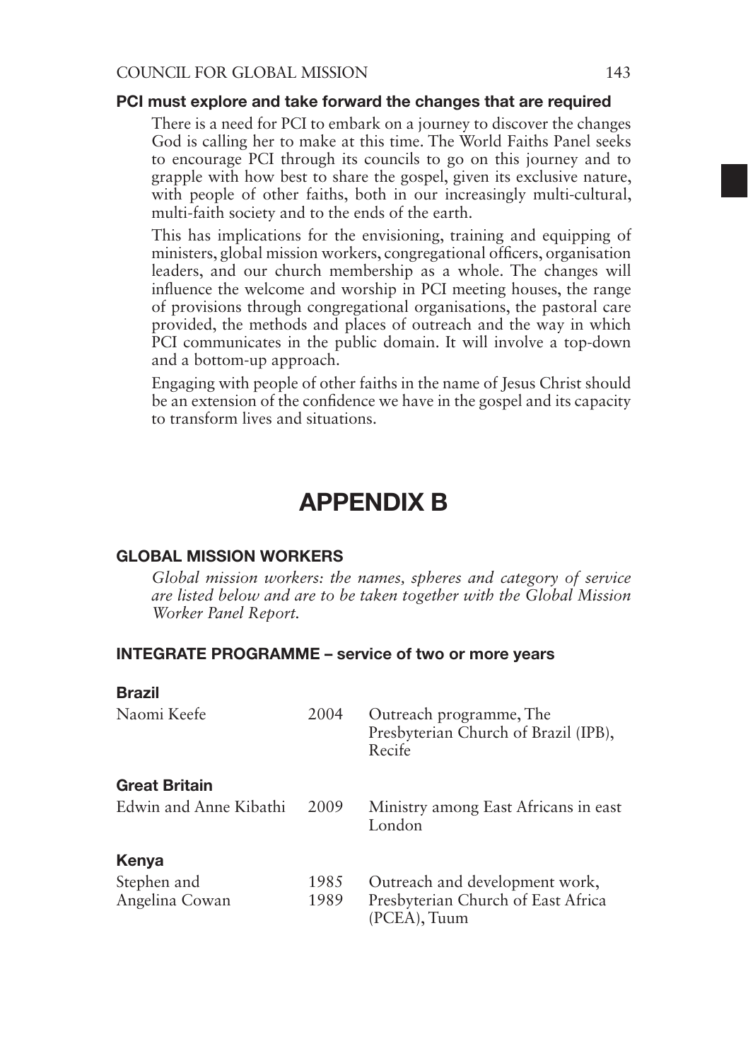**PCI must explore and take forward the changes that are required**

There is a need for PCI to embark on a journey to discover the changes God is calling her to make at this time. The World Faiths Panel seeks to encourage PCI through its councils to go on this journey and to grapple with how best to share the gospel, given its exclusive nature, with people of other faiths, both in our increasingly multi-cultural, multi-faith society and to the ends of the earth.

This has implications for the envisioning, training and equipping of ministers, global mission workers, congregational officers, organisation leaders, and our church membership as a whole. The changes will influence the welcome and worship in PCI meeting houses, the range of provisions through congregational organisations, the pastoral care provided, the methods and places of outreach and the way in which PCI communicates in the public domain. It will involve a top-down and a bottom-up approach.

Engaging with people of other faiths in the name of Jesus Christ should be an extension of the confidence we have in the gospel and its capacity to transform lives and situations.

# APPENDIX B

## GLOBAL MISSION WORKERS

*Global mission workers: the names, spheres and category of service are listed below and are to be taken together with the Global Mission Worker Panel Report.*

## INTEGRATE PROGRAMME – service of two or more years

**Brazil**

| | | |
|---|---|---|
| Naomi Keefe | 2004 | Outreach programme, The Presbyterian Church of Brazil (IPB), Recife |

**Great Britain**

| | | |
|---|---|---|
| Edwin and Anne Kibathi | 2009 | Ministry among East Africans in east London |

**Kenya**

| | | |
|---|---|---|
| Stephen and Angelina Cowan | 1985 1989 | Outreach and development work, Presbyterian Church of East Africa (PCEA), Tuum |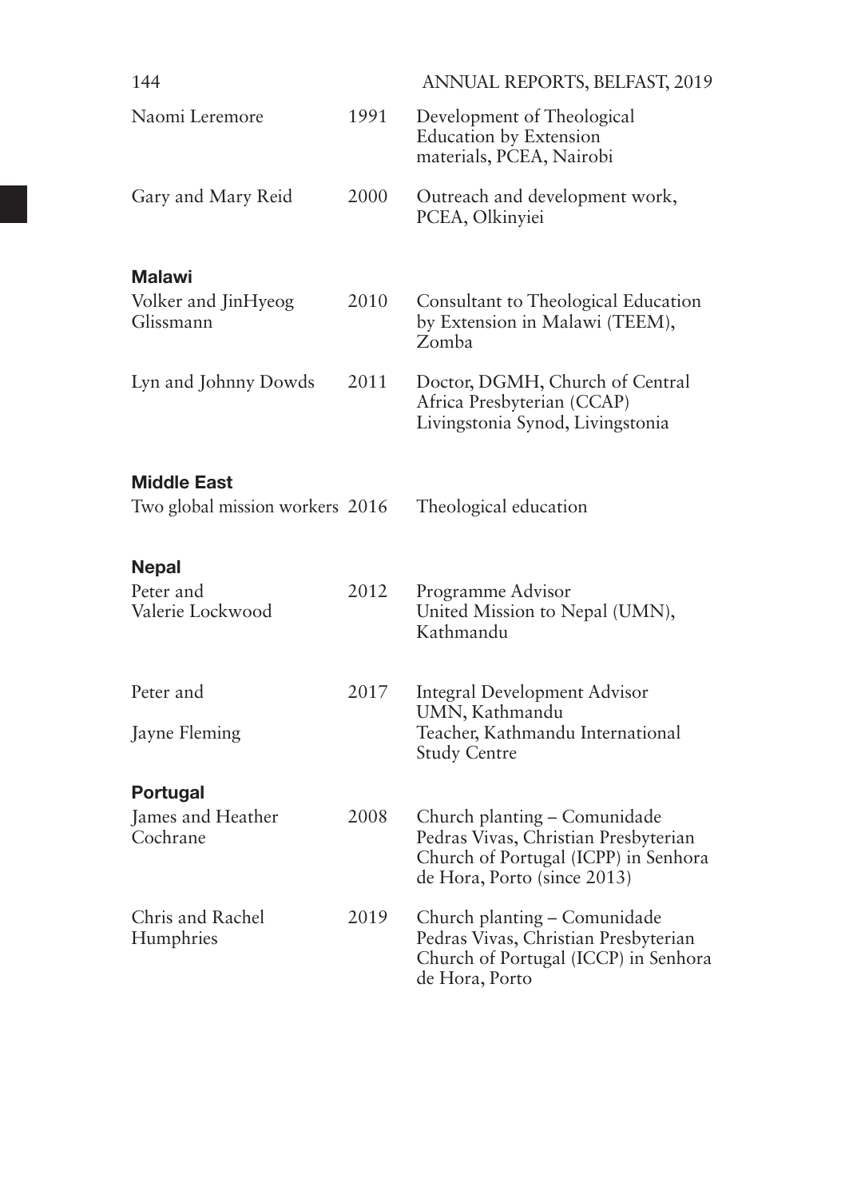| | | |
|---|---|---|
| Naomi Leremore | 1991 | Development of Theological Education by Extension materials, PCEA, Nairobi |
| Gary and Mary Reid | 2000 | Outreach and development work, PCEA, Olkinyiei |

**Malawi**

| | | |
|---|---|---|
| Volker and JinHyeog Glissmann | 2010 | Consultant to Theological Education by Extension in Malawi (TEEM), Zomba |
| Lyn and Johnny Dowds | 2011 | Doctor, DGMH, Church of Central Africa Presbyterian (CCAP) Livingstonia Synod, Livingstonia |

**Middle East**

| | | |
|---|---|---|
| Two global mission workers | 2016 | Theological education |

**Nepal**

| | | |
|---|---|---|
| Peter and Valerie Lockwood | 2012 | Programme Advisor United Mission to Nepal (UMN), Kathmandu |
| Peter and | 2017 | Integral Development Advisor UMN, Kathmandu |
| Jayne Fleming | | Teacher, Kathmandu International Study Centre |

**Portugal**

| | | |
|---|---|---|
| James and Heather Cochrane | 2008 | Church planting – Comunidade Pedras Vivas, Christian Presbyterian Church of Portugal (ICPP) in Senhora de Hora, Porto (since 2013) |
| Chris and Rachel Humphries | 2019 | Church planting – Comunidade Pedras Vivas, Christian Presbyterian Church of Portugal (ICCP) in Senhora de Hora, Porto |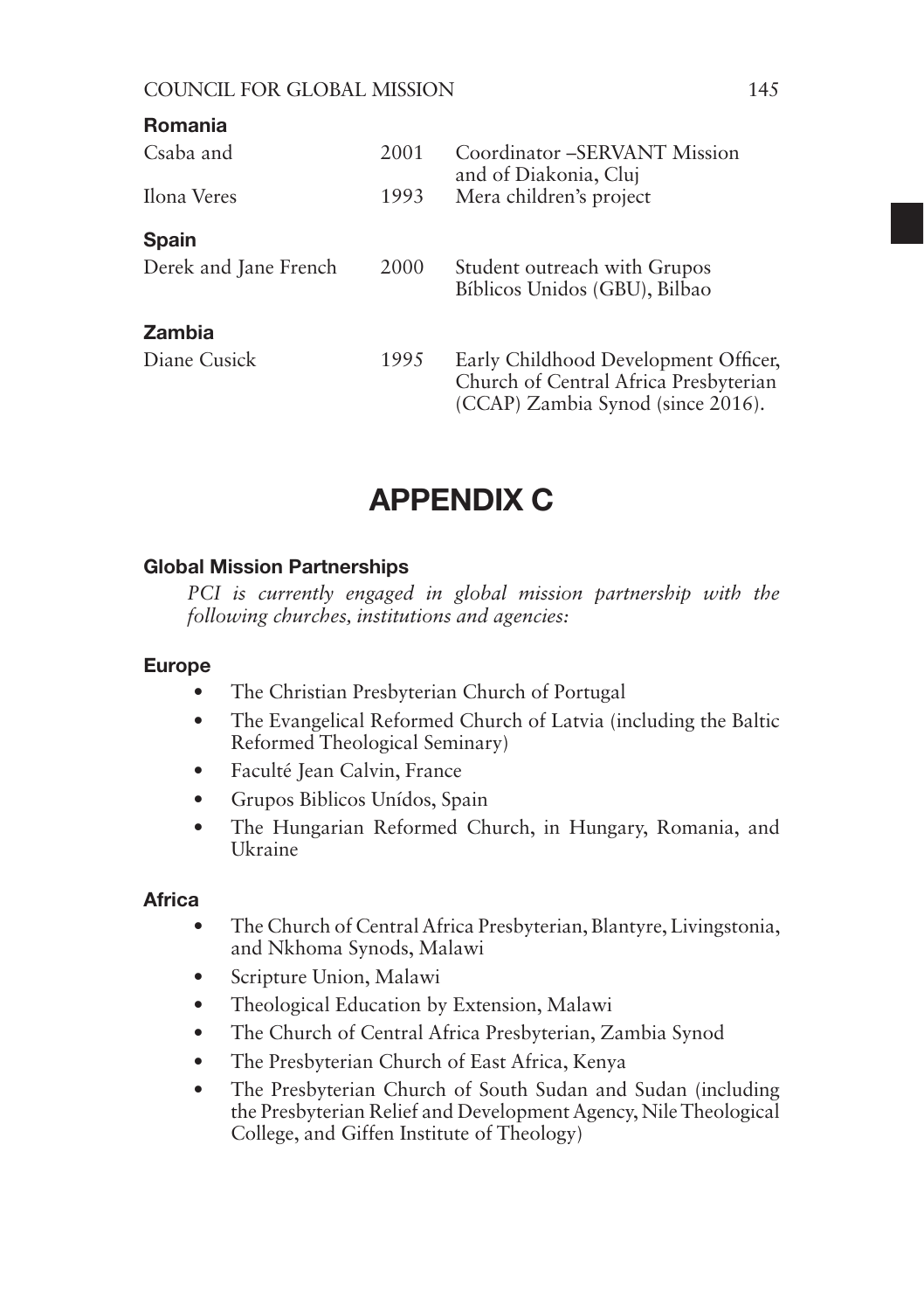**Romania**

| | | |
|---|---|---|
| Csaba and | 2001 | Coordinator –SERVANT Mission and of Diakonia, Cluj |
| Ilona Veres | 1993 | Mera children's project |

**Spain**

| | | |
|---|---|---|
| Derek and Jane French | 2000 | Student outreach with Grupos Bíblicos Unidos (GBU), Bilbao |

**Zambia**

| | | |
|---|---|---|
| Diane Cusick | 1995 | Early Childhood Development Officer, Church of Central Africa Presbyterian (CCAP) Zambia Synod (since 2016). |

# APPENDIX C

### Global Mission Partnerships

*PCI is currently engaged in global mission partnership with the following churches, institutions and agencies:*

### Europe

- The Christian Presbyterian Church of Portugal
- The Evangelical Reformed Church of Latvia (including the Baltic Reformed Theological Seminary)
- Faculté Jean Calvin, France
- Grupos Biblicos Unídos, Spain
- The Hungarian Reformed Church, in Hungary, Romania, and Ukraine

### Africa

- The Church of Central Africa Presbyterian, Blantyre, Livingstonia, and Nkhoma Synods, Malawi
- Scripture Union, Malawi
- Theological Education by Extension, Malawi
- The Church of Central Africa Presbyterian, Zambia Synod
- The Presbyterian Church of East Africa, Kenya
- The Presbyterian Church of South Sudan and Sudan (including the Presbyterian Relief and Development Agency, Nile Theological College, and Giffen Institute of Theology)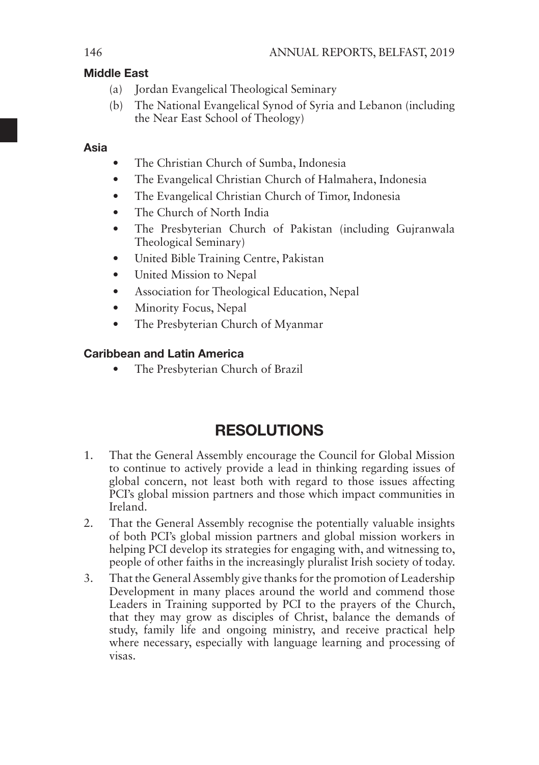**Middle East**

(a) Jordan Evangelical Theological Seminary

(b) The National Evangelical Synod of Syria and Lebanon (including the Near East School of Theology)

**Asia**

- The Christian Church of Sumba, Indonesia
- The Evangelical Christian Church of Halmahera, Indonesia
- The Evangelical Christian Church of Timor, Indonesia
- The Church of North India
- The Presbyterian Church of Pakistan (including Gujranwala Theological Seminary)
- United Bible Training Centre, Pakistan
- United Mission to Nepal
- Association for Theological Education, Nepal
- Minority Focus, Nepal
- The Presbyterian Church of Myanmar

**Caribbean and Latin America**

- The Presbyterian Church of Brazil

## RESOLUTIONS

1. That the General Assembly encourage the Council for Global Mission to continue to actively provide a lead in thinking regarding issues of global concern, not least both with regard to those issues affecting PCI's global mission partners and those which impact communities in Ireland.
2. That the General Assembly recognise the potentially valuable insights of both PCI's global mission partners and global mission workers in helping PCI develop its strategies for engaging with, and witnessing to, people of other faiths in the increasingly pluralist Irish society of today.
3. That the General Assembly give thanks for the promotion of Leadership Development in many places around the world and commend those Leaders in Training supported by PCI to the prayers of the Church, that they may grow as disciples of Christ, balance the demands of study, family life and ongoing ministry, and receive practical help where necessary, especially with language learning and processing of visas.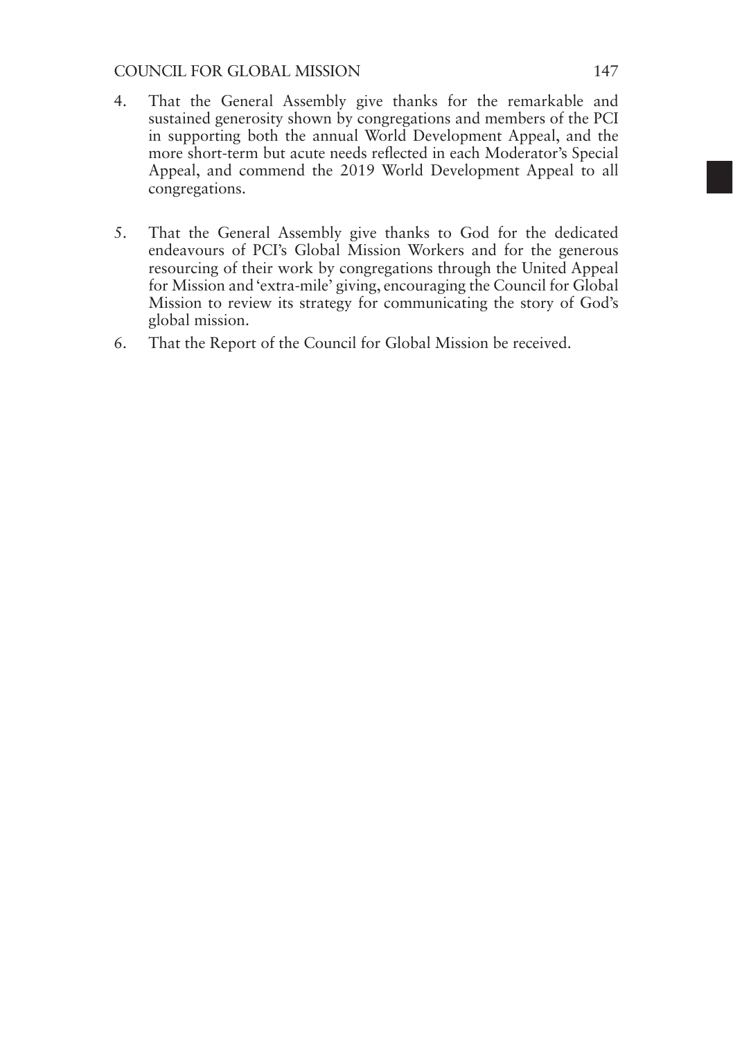4. That the General Assembly give thanks for the remarkable and sustained generosity shown by congregations and members of the PCI in supporting both the annual World Development Appeal, and the more short-term but acute needs reflected in each Moderator's Special Appeal, and commend the 2019 World Development Appeal to all congregations.

5. That the General Assembly give thanks to God for the dedicated endeavours of PCI's Global Mission Workers and for the generous resourcing of their work by congregations through the United Appeal for Mission and 'extra-mile' giving, encouraging the Council for Global Mission to review its strategy for communicating the story of God's global mission.

6. That the Report of the Council for Global Mission be received.